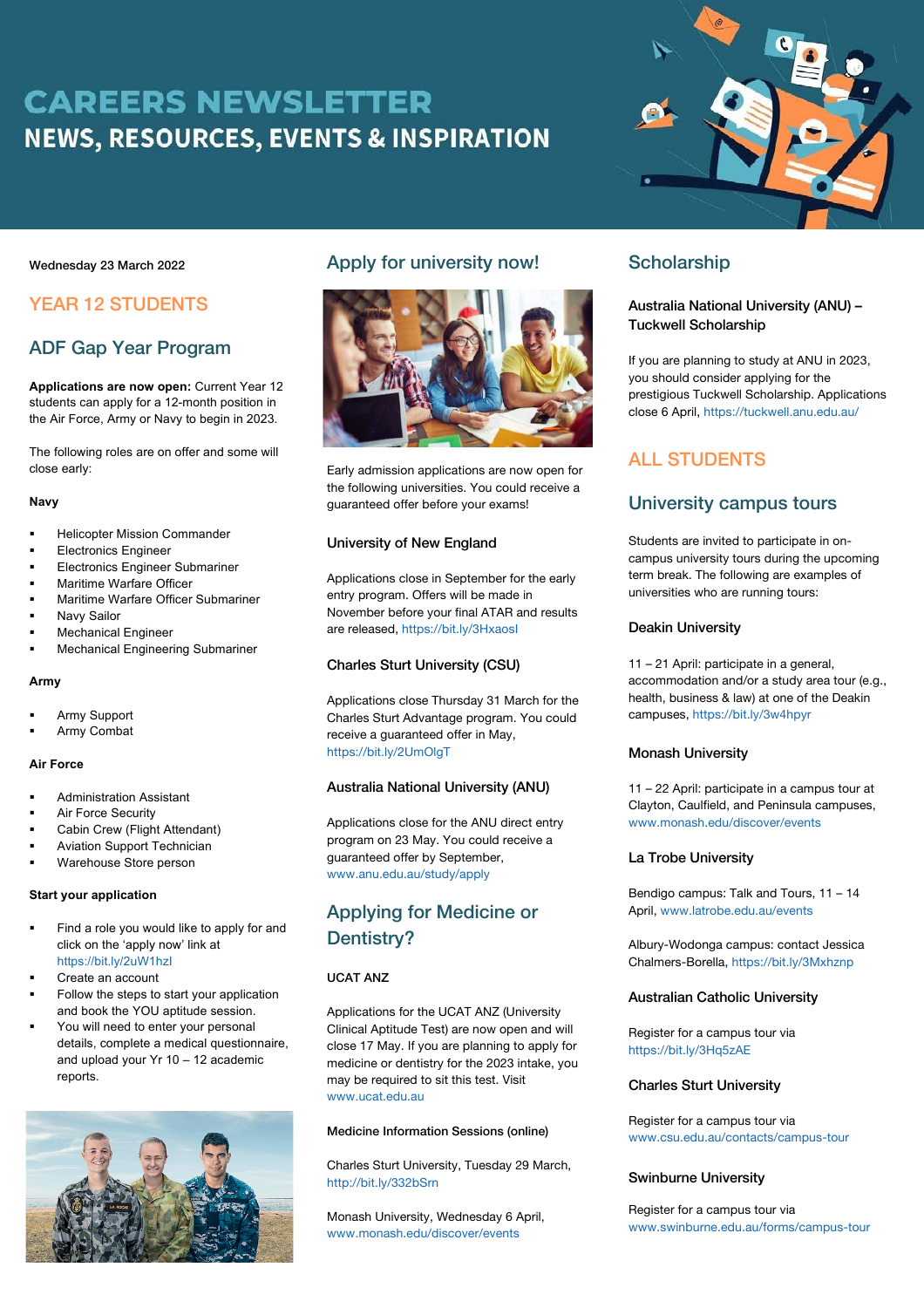# CAREERS NEWSLETTER
## NEWS, RESOURCES, EVENTS & INSPIRATION

Wednesday 23 March 2022

## YEAR 12 STUDENTS

### ADF Gap Year Program

**Applications are now open:** Current Year 12 students can apply for a 12-month position in the Air Force, Army or Navy to begin in 2023.

The following roles are on offer and some will close early:

**Navy**

- Helicopter Mission Commander
- Electronics Engineer
- Electronics Engineer Submariner
- Maritime Warfare Officer
- Maritime Warfare Officer Submariner
- Navy Sailor
- Mechanical Engineer
- Mechanical Engineering Submariner

**Army**

- Army Support
- Army Combat

**Air Force**

- Administration Assistant
- Air Force Security
- Cabin Crew (Flight Attendant)
- Aviation Support Technician
- Warehouse Store person

**Start your application**

- Find a role you would like to apply for and click on the 'apply now' link at https://bit.ly/2uW1hzl
- Create an account
- Follow the steps to start your application and book the YOU aptitude session.
- You will need to enter your personal details, complete a medical questionnaire, and upload your Yr 10 – 12 academic reports.

### Apply for university now!

Early admission applications are now open for the following universities. You could receive a guaranteed offer before your exams!

**University of New England**

Applications close in September for the early entry program. Offers will be made in November before your final ATAR and results are released, https://bit.ly/3HxaosI

**Charles Sturt University (CSU)**

Applications close Thursday 31 March for the Charles Sturt Advantage program. You could receive a guaranteed offer in May, https://bit.ly/2UmOlgT

**Australia National University (ANU)**

Applications close for the ANU direct entry program on 23 May. You could receive a guaranteed offer by September, www.anu.edu.au/study/apply

### Applying for Medicine or Dentistry?

**UCAT ANZ**

Applications for the UCAT ANZ (University Clinical Aptitude Test) are now open and will close 17 May. If you are planning to apply for medicine or dentistry for the 2023 intake, you may be required to sit this test. Visit www.ucat.edu.au

**Medicine Information Sessions (online)**

Charles Sturt University, Tuesday 29 March, http://bit.ly/332bSrn

Monash University, Wednesday 6 April, www.monash.edu/discover/events

### Scholarship

**Australia National University (ANU) – Tuckwell Scholarship**

If you are planning to study at ANU in 2023, you should consider applying for the prestigious Tuckwell Scholarship. Applications close 6 April, https://tuckwell.anu.edu.au/

## ALL STUDENTS

### University campus tours

Students are invited to participate in on-campus university tours during the upcoming term break. The following are examples of universities who are running tours:

**Deakin University**

11 – 21 April: participate in a general, accommodation and/or a study area tour (e.g., health, business & law) at one of the Deakin campuses, https://bit.ly/3w4hpyr

**Monash University**

11 – 22 April: participate in a campus tour at Clayton, Caulfield, and Peninsula campuses, www.monash.edu/discover/events

**La Trobe University**

Bendigo campus: Talk and Tours, 11 – 14 April, www.latrobe.edu.au/events

Albury-Wodonga campus: contact Jessica Chalmers-Borella, https://bit.ly/3Mxhznp

**Australian Catholic University**

Register for a campus tour via https://bit.ly/3Hq5zAE

**Charles Sturt University**

Register for a campus tour via www.csu.edu.au/contacts/campus-tour

**Swinburne University**

Register for a campus tour via www.swinburne.edu.au/forms/campus-tour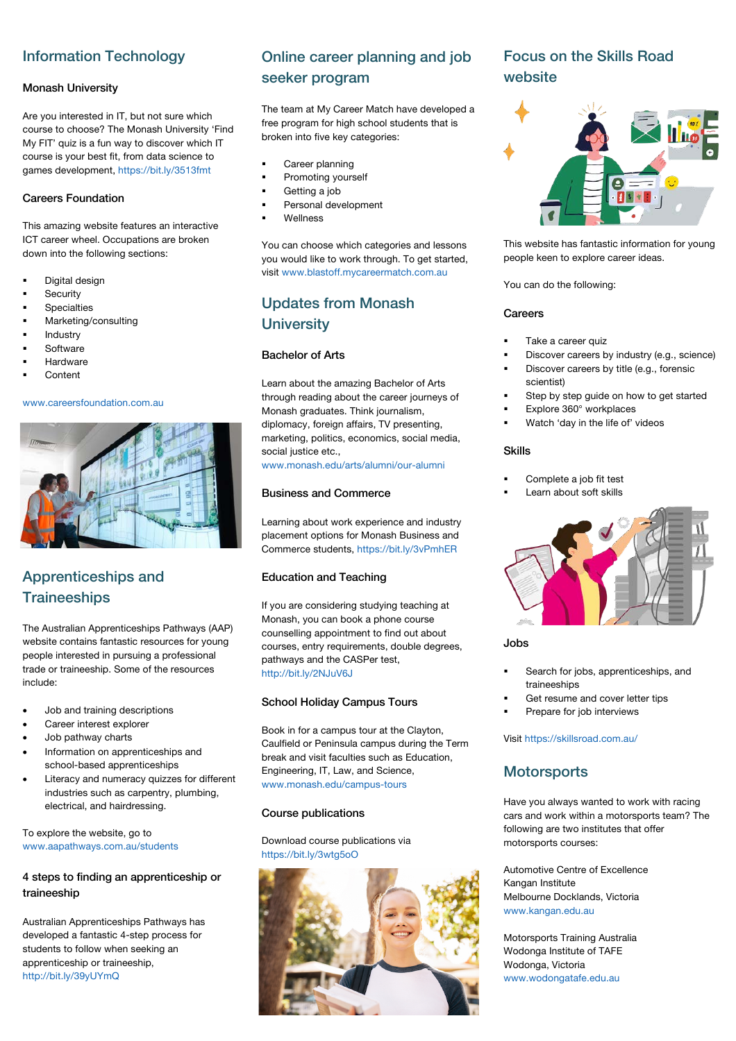## Information Technology

### Monash University

Are you interested in IT, but not sure which course to choose? The Monash University 'Find My FIT' quiz is a fun way to discover which IT course is your best fit, from data science to games development, https://bit.ly/3513fmt

### Careers Foundation

This amazing website features an interactive ICT career wheel. Occupations are broken down into the following sections:

- Digital design
- Security
- Specialties
- Marketing/consulting
- Industry
- Software
- Hardware
- Content

www.careersfoundation.com.au

## Apprenticeships and Traineeships

The Australian Apprenticeships Pathways (AAP) website contains fantastic resources for young people interested in pursuing a professional trade or traineeship. Some of the resources include:

- Job and training descriptions
- Career interest explorer
- Job pathway charts
- Information on apprenticeships and school-based apprenticeships
- Literacy and numeracy quizzes for different industries such as carpentry, plumbing, electrical, and hairdressing.

To explore the website, go to www.aapathways.com.au/students

### 4 steps to finding an apprenticeship or traineeship

Australian Apprenticeships Pathways has developed a fantastic 4-step process for students to follow when seeking an apprenticeship or traineeship, http://bit.ly/39yUYmQ

## Online career planning and job seeker program

The team at My Career Match have developed a free program for high school students that is broken into five key categories:

- Career planning
- Promoting yourself
- Getting a job
- Personal development
- Wellness

You can choose which categories and lessons you would like to work through. To get started, visit www.blastoff.mycareermatch.com.au

## Updates from Monash University

### Bachelor of Arts

Learn about the amazing Bachelor of Arts through reading about the career journeys of Monash graduates. Think journalism, diplomacy, foreign affairs, TV presenting, marketing, politics, economics, social media, social justice etc., www.monash.edu/arts/alumni/our-alumni

### Business and Commerce

Learning about work experience and industry placement options for Monash Business and Commerce students, https://bit.ly/3vPmhER

### Education and Teaching

If you are considering studying teaching at Monash, you can book a phone course counselling appointment to find out about courses, entry requirements, double degrees, pathways and the CASPer test, http://bit.ly/2NJuV6J

### School Holiday Campus Tours

Book in for a campus tour at the Clayton, Caulfield or Peninsula campus during the Term break and visit faculties such as Education, Engineering, IT, Law, and Science, www.monash.edu/campus-tours

### Course publications

Download course publications via https://bit.ly/3wtg5oO

## Focus on the Skills Road website

This website has fantastic information for young people keen to explore career ideas.

You can do the following:

### Careers

- Take a career quiz
- Discover careers by industry (e.g., science)
- Discover careers by title (e.g., forensic scientist)
- Step by step guide on how to get started
- Explore 360° workplaces
- Watch 'day in the life of' videos

### Skills

- Complete a job fit test
- Learn about soft skills

### Jobs

- Search for jobs, apprenticeships, and traineeships
- Get resume and cover letter tips
- Prepare for job interviews

Visit https://skillsroad.com.au/

## Motorsports

Have you always wanted to work with racing cars and work within a motorsports team? The following are two institutes that offer motorsports courses:

Automotive Centre of Excellence
Kangan Institute
Melbourne Docklands, Victoria
www.kangan.edu.au

Motorsports Training Australia
Wodonga Institute of TAFE
Wodonga, Victoria
www.wodongatafe.edu.au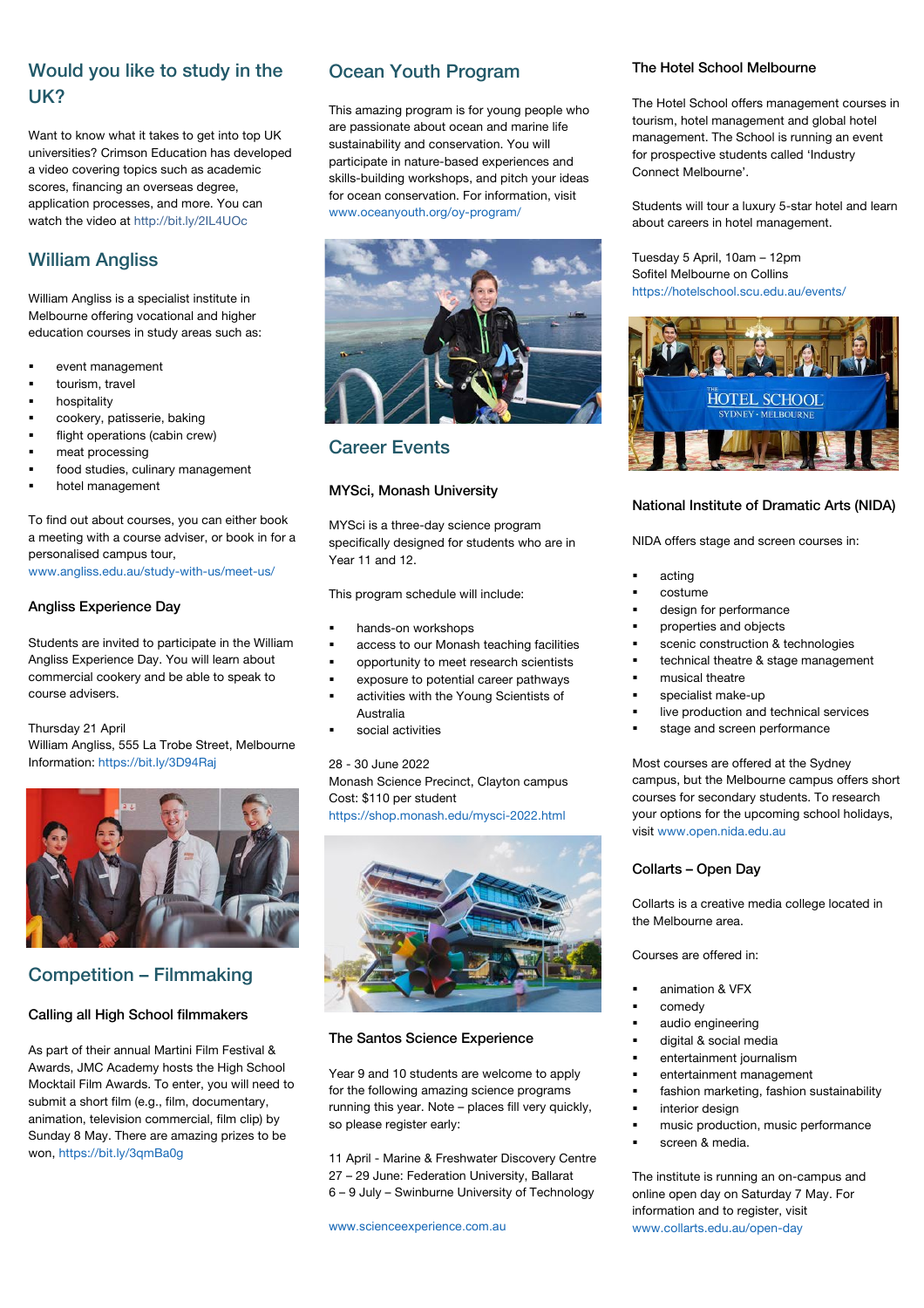## Would you like to study in the UK?

Want to know what it takes to get into top UK universities? Crimson Education has developed a video covering topics such as academic scores, financing an overseas degree, application processes, and more. You can watch the video at http://bit.ly/2IL4UOc

## William Angliss

William Angliss is a specialist institute in Melbourne offering vocational and higher education courses in study areas such as:

- event management
- tourism, travel
- hospitality
- cookery, patisserie, baking
- flight operations (cabin crew)
- meat processing
- food studies, culinary management
- hotel management

To find out about courses, you can either book a meeting with a course adviser, or book in for a personalised campus tour, www.angliss.edu.au/study-with-us/meet-us/

### Angliss Experience Day

Students are invited to participate in the William Angliss Experience Day. You will learn about commercial cookery and be able to speak to course advisers.

Thursday 21 April
William Angliss, 555 La Trobe Street, Melbourne
Information: https://bit.ly/3D94Raj

## Competition – Filmmaking

### Calling all High School filmmakers

As part of their annual Martini Film Festival & Awards, JMC Academy hosts the High School Mocktail Film Awards. To enter, you will need to submit a short film (e.g., film, documentary, animation, television commercial, film clip) by Sunday 8 May. There are amazing prizes to be won, https://bit.ly/3qmBa0g

## Ocean Youth Program

This amazing program is for young people who are passionate about ocean and marine life sustainability and conservation. You will participate in nature-based experiences and skills-building workshops, and pitch your ideas for ocean conservation. For information, visit www.oceanyouth.org/oy-program/

## Career Events

### MYSci, Monash University

MYSci is a three-day science program specifically designed for students who are in Year 11 and 12.

This program schedule will include:

- hands-on workshops
- access to our Monash teaching facilities
- opportunity to meet research scientists
- exposure to potential career pathways
- activities with the Young Scientists of Australia
- social activities

28 - 30 June 2022
Monash Science Precinct, Clayton campus
Cost: $110 per student
https://shop.monash.edu/mysci-2022.html

### The Santos Science Experience

Year 9 and 10 students are welcome to apply for the following amazing science programs running this year. Note – places fill very quickly, so please register early:

11 April - Marine & Freshwater Discovery Centre
27 – 29 June: Federation University, Ballarat
6 – 9 July – Swinburne University of Technology

www.scienceexperience.com.au

### The Hotel School Melbourne

The Hotel School offers management courses in tourism, hotel management and global hotel management. The School is running an event for prospective students called 'Industry Connect Melbourne'.

Students will tour a luxury 5-star hotel and learn about careers in hotel management.

Tuesday 5 April, 10am – 12pm
Sofitel Melbourne on Collins
https://hotelschool.scu.edu.au/events/

### National Institute of Dramatic Arts (NIDA)

NIDA offers stage and screen courses in:

- acting
- costume
- design for performance
- properties and objects
- scenic construction & technologies
- technical theatre & stage management
- musical theatre
- specialist make-up
- live production and technical services
- stage and screen performance

Most courses are offered at the Sydney campus, but the Melbourne campus offers short courses for secondary students. To research your options for the upcoming school holidays, visit www.open.nida.edu.au

### Collarts – Open Day

Collarts is a creative media college located in the Melbourne area.

Courses are offered in:

- animation & VFX
- comedy
- audio engineering
- digital & social media
- entertainment journalism
- entertainment management
- fashion marketing, fashion sustainability
- interior design
- music production, music performance
- screen & media.

The institute is running an on-campus and online open day on Saturday 7 May. For information and to register, visit www.collarts.edu.au/open-day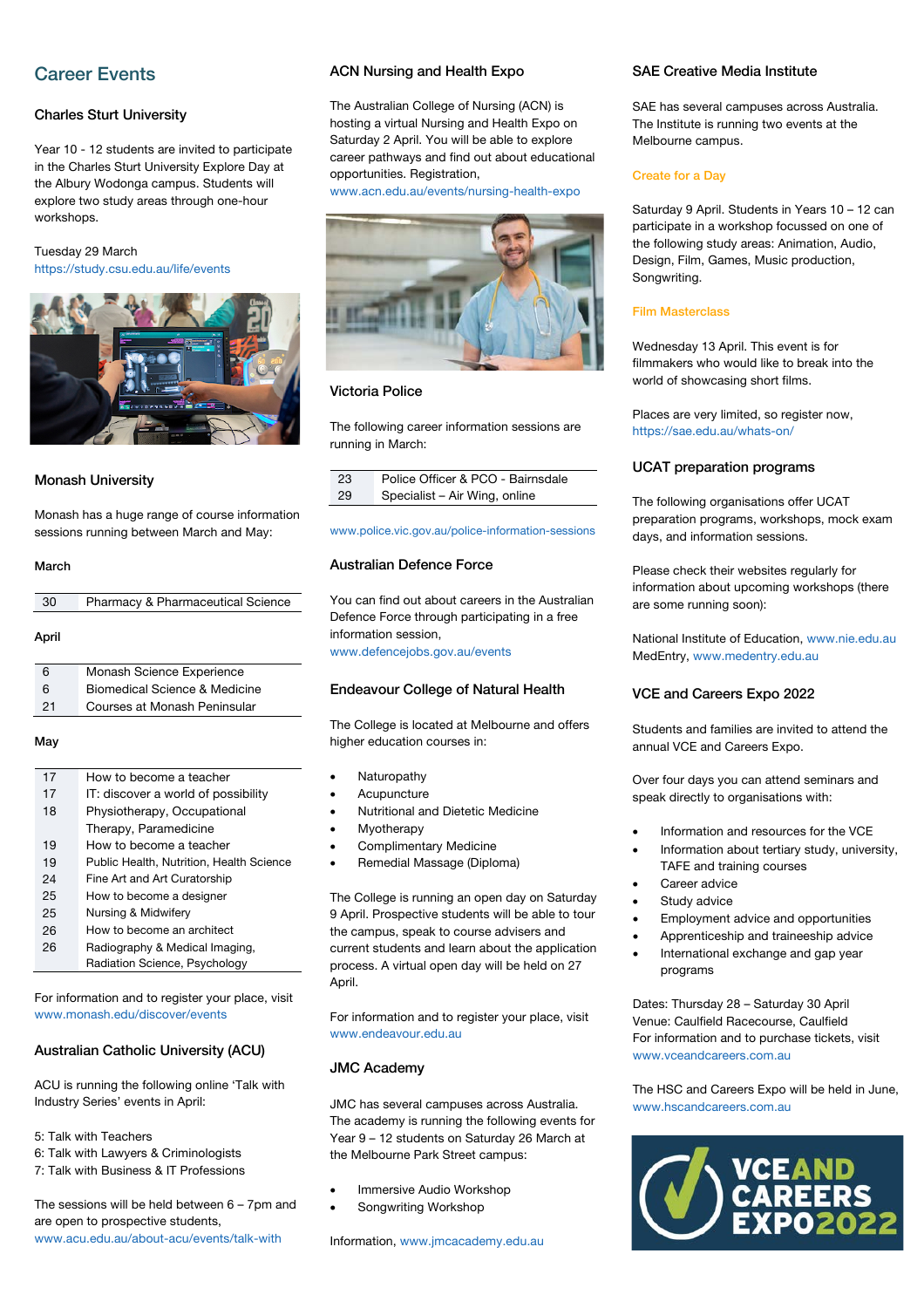# Career Events

## Charles Sturt University

Year 10 - 12 students are invited to participate in the Charles Sturt University Explore Day at the Albury Wodonga campus. Students will explore two study areas through one-hour workshops.

Tuesday 29 March
https://study.csu.edu.au/life/events

## Monash University

Monash has a huge range of course information sessions running between March and May:

### March

| | |
|---|---|
| 30 | Pharmacy & Pharmaceutical Science |

### April

| | |
|---|---|
| 6 | Monash Science Experience |
| 6 | Biomedical Science & Medicine |
| 21 | Courses at Monash Peninsular |

### May

| | |
|---|---|
| 17 | How to become a teacher |
| 17 | IT: discover a world of possibility |
| 18 | Physiotherapy, Occupational Therapy, Paramedicine |
| 19 | How to become a teacher |
| 19 | Public Health, Nutrition, Health Science |
| 24 | Fine Art and Art Curatorship |
| 25 | How to become a designer |
| 25 | Nursing & Midwifery |
| 26 | How to become an architect |
| 26 | Radiography & Medical Imaging, Radiation Science, Psychology |

For information and to register your place, visit www.monash.edu/discover/events

## Australian Catholic University (ACU)

ACU is running the following online 'Talk with Industry Series' events in April:

5: Talk with Teachers
6: Talk with Lawyers & Criminologists
7: Talk with Business & IT Professions

The sessions will be held between 6 – 7pm and are open to prospective students,
www.acu.edu.au/about-acu/events/talk-with

## ACN Nursing and Health Expo

The Australian College of Nursing (ACN) is hosting a virtual Nursing and Health Expo on Saturday 2 April. You will be able to explore career pathways and find out about educational opportunities. Registration,
www.acn.edu.au/events/nursing-health-expo

## Victoria Police

The following career information sessions are running in March:

| | |
|---|---|
| 23 | Police Officer & PCO - Bairnsdale |
| 29 | Specialist – Air Wing, online |

www.police.vic.gov.au/police-information-sessions

## Australian Defence Force

You can find out about careers in the Australian Defence Force through participating in a free information session,
www.defencejobs.gov.au/events

## Endeavour College of Natural Health

The College is located at Melbourne and offers higher education courses in:

- Naturopathy
- Acupuncture
- Nutritional and Dietetic Medicine
- Myotherapy
- Complimentary Medicine
- Remedial Massage (Diploma)

The College is running an open day on Saturday 9 April. Prospective students will be able to tour the campus, speak to course advisers and current students and learn about the application process. A virtual open day will be held on 27 April.

For information and to register your place, visit www.endeavour.edu.au

## JMC Academy

JMC has several campuses across Australia. The academy is running the following events for Year 9 – 12 students on Saturday 26 March at the Melbourne Park Street campus:

- Immersive Audio Workshop
- Songwriting Workshop

Information, www.jmcacademy.edu.au

## SAE Creative Media Institute

SAE has several campuses across Australia. The Institute is running two events at the Melbourne campus.

### Create for a Day

Saturday 9 April. Students in Years 10 – 12 can participate in a workshop focussed on one of the following study areas: Animation, Audio, Design, Film, Games, Music production, Songwriting.

### Film Masterclass

Wednesday 13 April. This event is for filmmakers who would like to break into the world of showcasing short films.

Places are very limited, so register now,
https://sae.edu.au/whats-on/

## UCAT preparation programs

The following organisations offer UCAT preparation programs, workshops, mock exam days, and information sessions.

Please check their websites regularly for information about upcoming workshops (there are some running soon):

National Institute of Education, www.nie.edu.au
MedEntry, www.medentry.edu.au

## VCE and Careers Expo 2022

Students and families are invited to attend the annual VCE and Careers Expo.

Over four days you can attend seminars and speak directly to organisations with:

- Information and resources for the VCE
- Information about tertiary study, university, TAFE and training courses
- Career advice
- Study advice
- Employment advice and opportunities
- Apprenticeship and traineeship advice
- International exchange and gap year programs

Dates: Thursday 28 – Saturday 30 April
Venue: Caulfield Racecourse, Caulfield
For information and to purchase tickets, visit www.vceandcareers.com.au

The HSC and Careers Expo will be held in June, www.hscandcareers.com.au